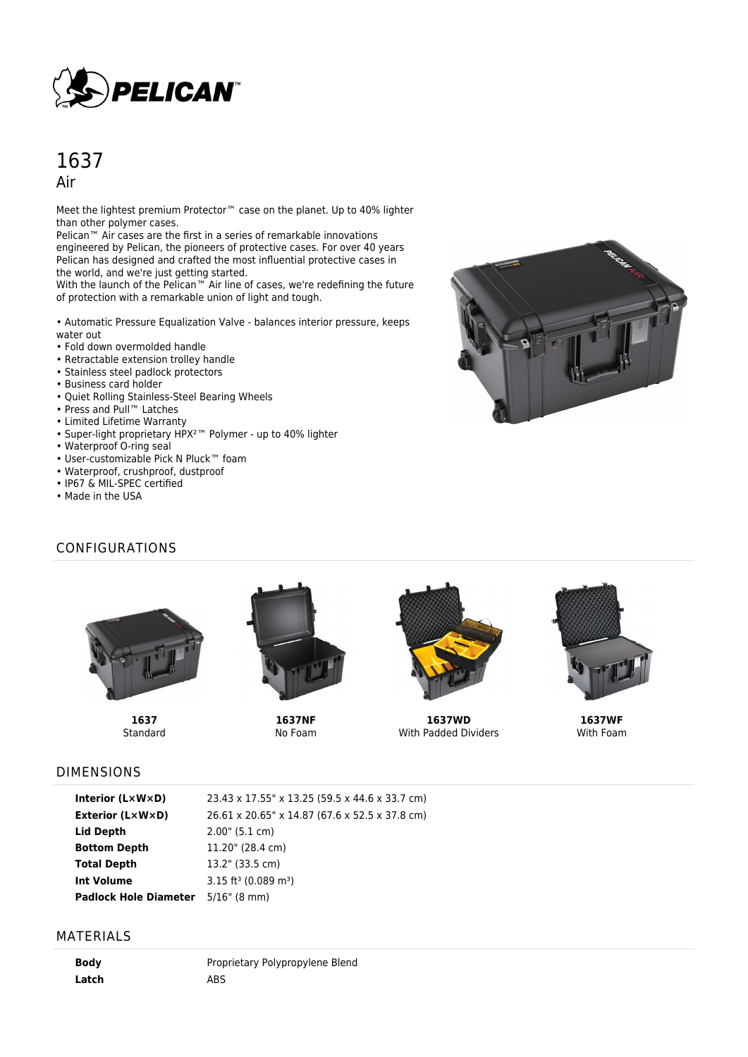PELICAN™

# 1637

## Air

Meet the lightest premium Protector™ case on the planet. Up to 40% lighter than other polymer cases.
Pelican™ Air cases are the first in a series of remarkable innovations engineered by Pelican, the pioneers of protective cases. For over 40 years Pelican has designed and crafted the most influential protective cases in the world, and we're just getting started.
With the launch of the Pelican™ Air line of cases, we're redefining the future of protection with a remarkable union of light and tough.

- Automatic Pressure Equalization Valve - balances interior pressure, keeps water out
- Fold down overmolded handle
- Retractable extension trolley handle
- Stainless steel padlock protectors
- Business card holder
- Quiet Rolling Stainless-Steel Bearing Wheels
- Press and Pull™ Latches
- Limited Lifetime Warranty
- Super-light proprietary HPX²™ Polymer - up to 40% lighter
- Waterproof O-ring seal
- User-customizable Pick N Pluck™ foam
- Waterproof, crushproof, dustproof
- IP67 & MIL-SPEC certified
- Made in the USA

## CONFIGURATIONS

**1637**
Standard

**1637NF**
No Foam

**1637WD**
With Padded Dividers

**1637WF**
With Foam

## DIMENSIONS

| | |
|---|---|
| **Interior (L×W×D)** | 23.43 x 17.55" x 13.25 (59.5 x 44.6 x 33.7 cm) |
| **Exterior (L×W×D)** | 26.61 x 20.65" x 14.87 (67.6 x 52.5 x 37.8 cm) |
| **Lid Depth** | 2.00" (5.1 cm) |
| **Bottom Depth** | 11.20" (28.4 cm) |
| **Total Depth** | 13.2" (33.5 cm) |
| **Int Volume** | 3.15 ft³ (0.089 m³) |
| **Padlock Hole Diameter** | 5/16" (8 mm) |

## MATERIALS

| | |
|---|---|
| **Body** | Proprietary Polypropylene Blend |
| **Latch** | ABS |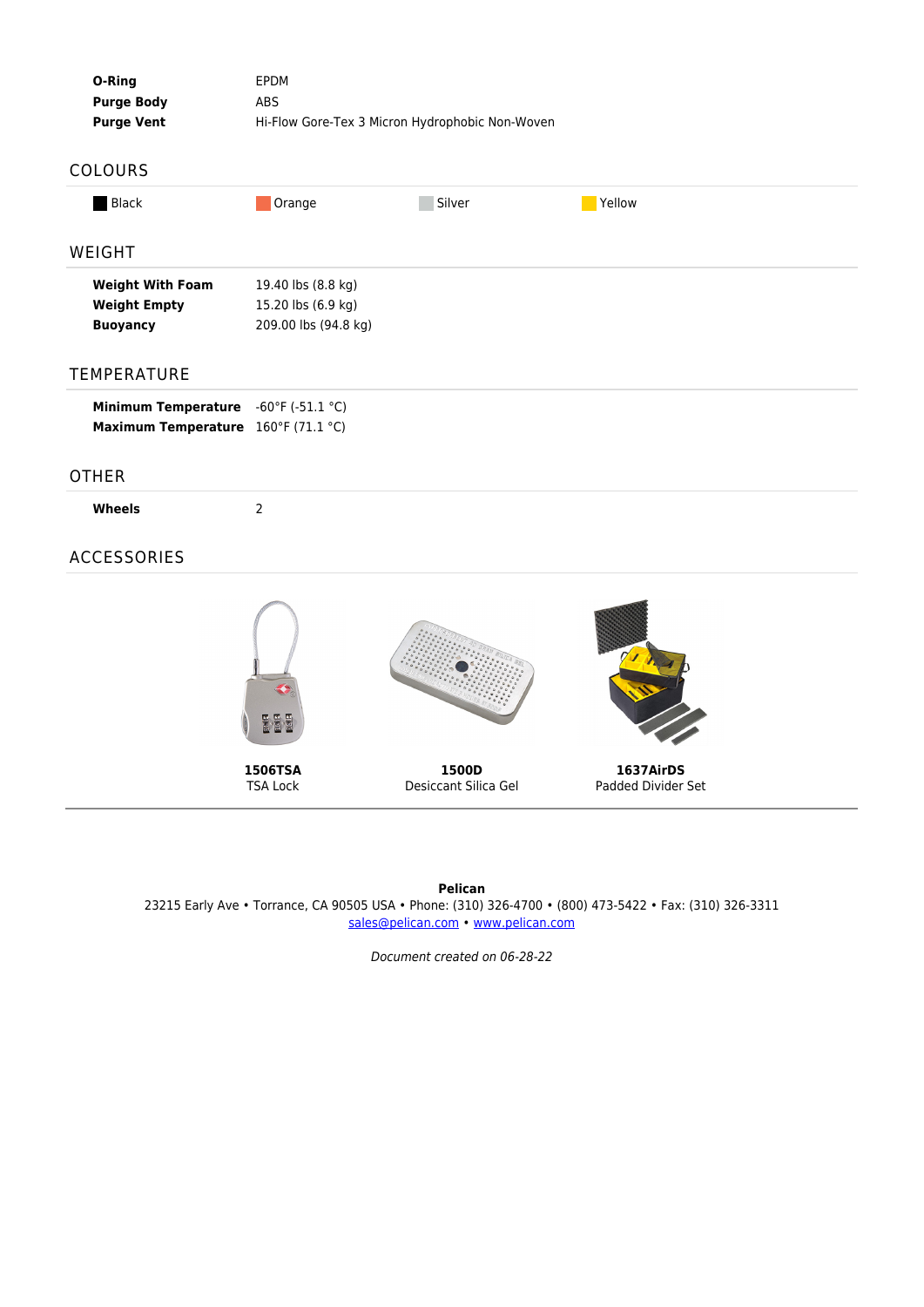| | |
|---|---|
| **O-Ring** | EPDM |
| **Purge Body** | ABS |
| **Purge Vent** | Hi-Flow Gore-Tex 3 Micron Hydrophobic Non-Woven |

## COLOURS

| | | | |
|---|---|---|---|
| Black | Orange | Silver | Yellow |

## WEIGHT

| | |
|---|---|
| **Weight With Foam** | 19.40 lbs (8.8 kg) |
| **Weight Empty** | 15.20 lbs (6.9 kg) |
| **Buoyancy** | 209.00 lbs (94.8 kg) |

## TEMPERATURE

| | |
|---|---|
| **Minimum Temperature** | -60°F (-51.1 °C) |
| **Maximum Temperature** | 160°F (71.1 °C) |

## OTHER

| | |
|---|---|
| **Wheels** | 2 |

## ACCESSORIES

**1506TSA**
TSA Lock

**1500D**
Desiccant Silica Gel

**1637AirDS**
Padded Divider Set

---

**Pelican**
23215 Early Ave • Torrance, CA 90505 USA • Phone: (310) 326-4700 • (800) 473-5422 • Fax: (310) 326-3311
sales@pelican.com • www.pelican.com

*Document created on 06-28-22*